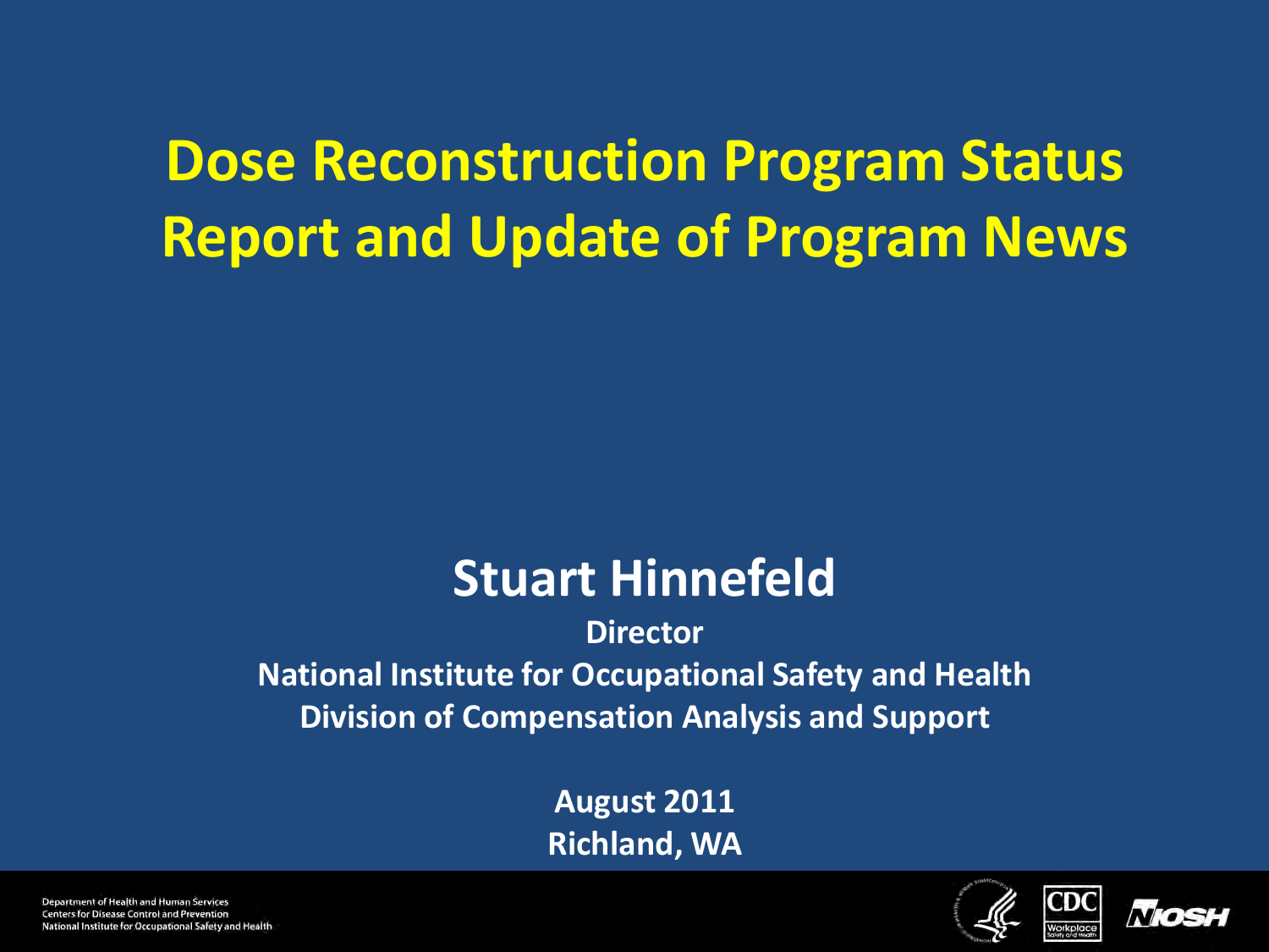# Dose Reconstruction Program Status Report and Update of Program News

## Stuart Hinnefeld

**Director**

**National Institute for Occupational Safety and Health**

**Division of Compensation Analysis and Support**

**August 2011**

**Richland, WA**

Department of Health and Human Services
Centers for Disease Control and Prevention
National Institute for Occupational Safety and Health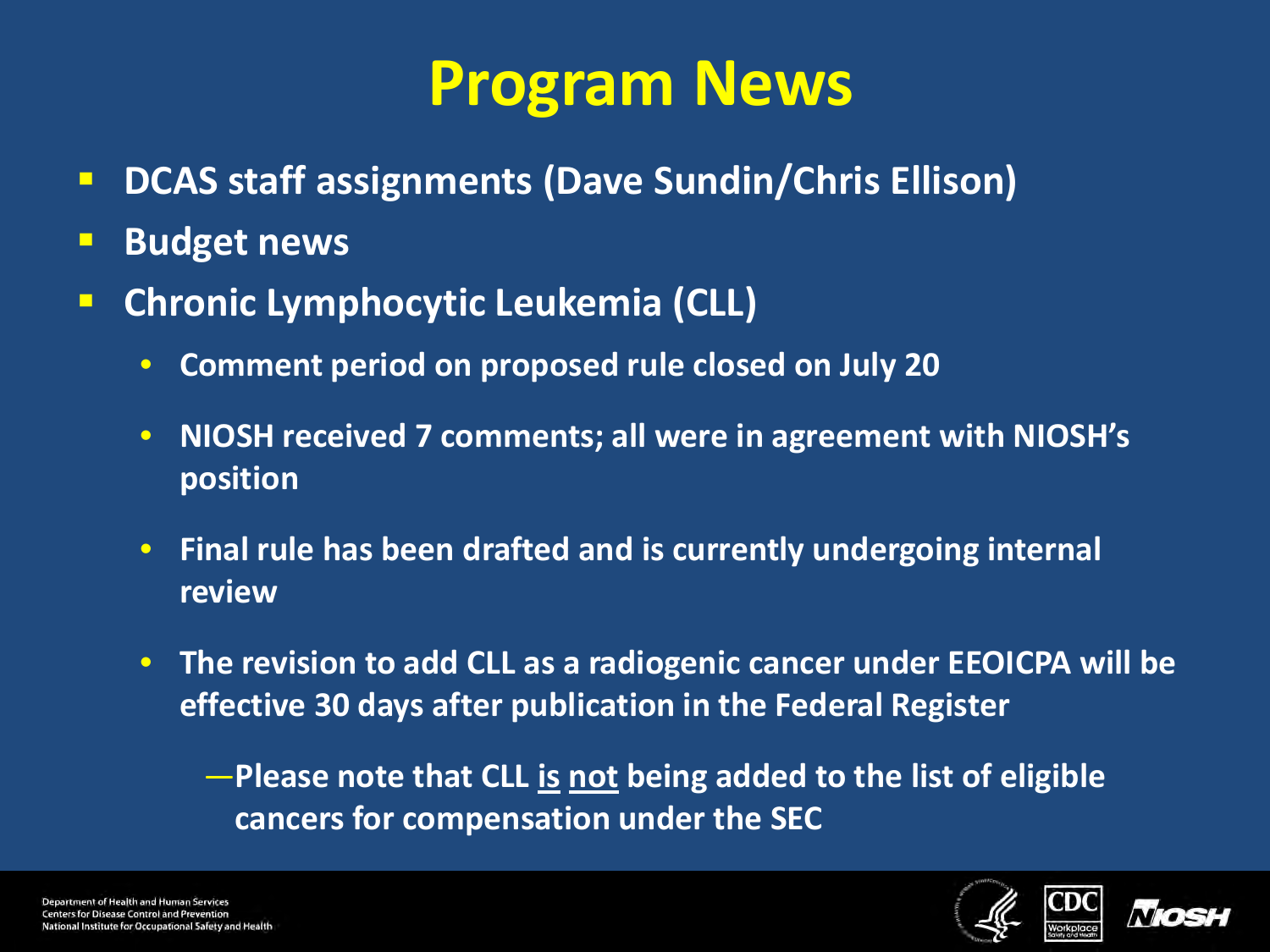# Program News

- DCAS staff assignments (Dave Sundin/Chris Ellison)
- Budget news
- Chronic Lymphocytic Leukemia (CLL)
  - Comment period on proposed rule closed on July 20
  - NIOSH received 7 comments; all were in agreement with NIOSH's position
  - Final rule has been drafted and is currently undergoing internal review
  - The revision to add CLL as a radiogenic cancer under EEOICPA will be effective 30 days after publication in the Federal Register
    - —Please note that CLL <u>is</u> <u>not</u> being added to the list of eligible cancers for compensation under the SEC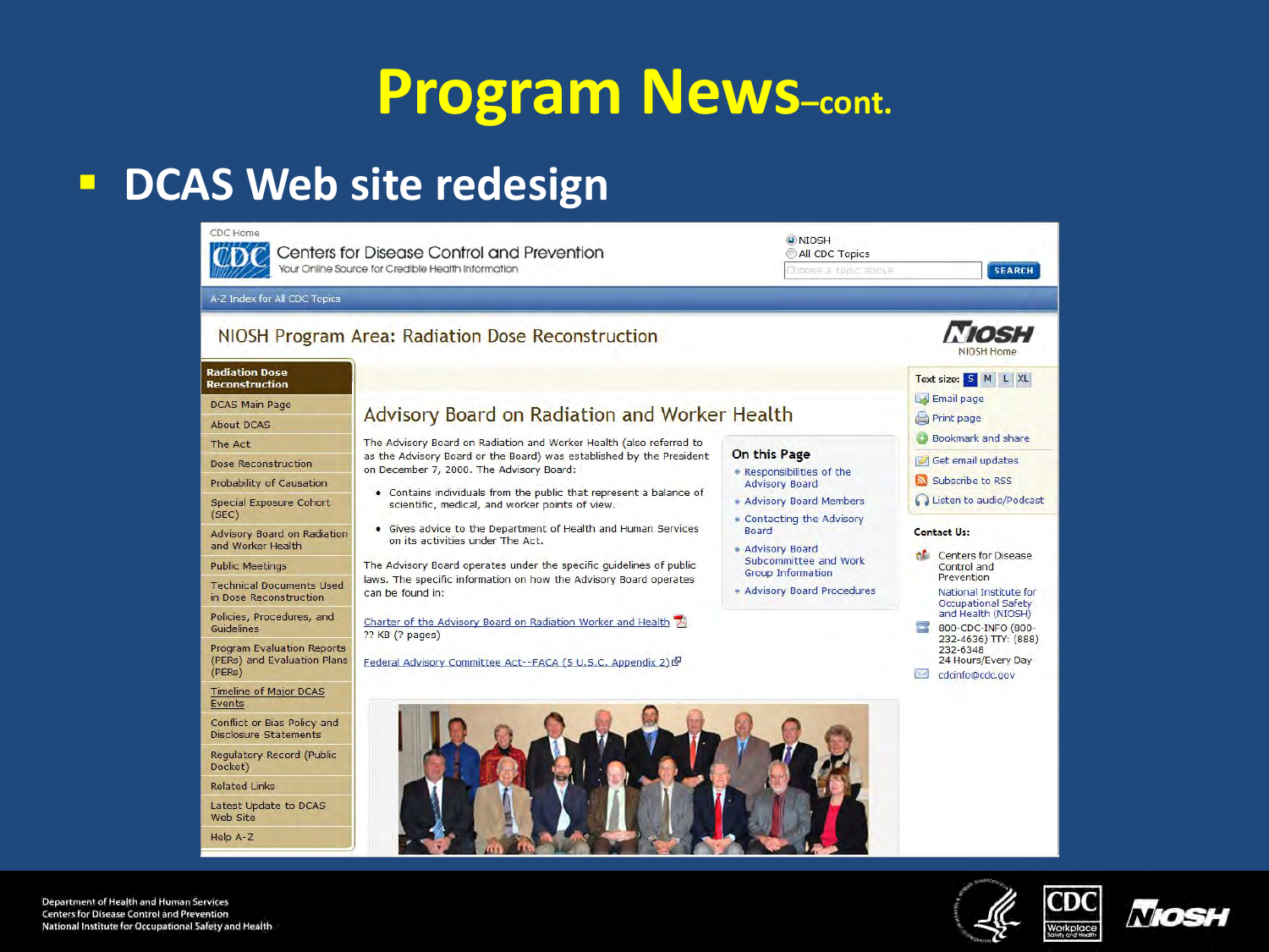# Program News–cont.

- **DCAS Web site redesign**

CDC Home

Centers for Disease Control and Prevention
Your Online Source for Credible Health Information

NIOSH
All CDC Topics

SEARCH

A-Z Index for All CDC Topics

NIOSH Program Area: Radiation Dose Reconstruction

NIOSH Home

**Radiation Dose Reconstruction**

- DCAS Main Page
- About DCAS
- The Act
- Dose Reconstruction
- Probability of Causation
- Special Exposure Cohort (SEC)
- Advisory Board on Radiation and Worker Health
- Public Meetings
- Technical Documents Used in Dose Reconstruction
- Policies, Procedures, and Guidelines
- Program Evaluation Reports (PERs) and Evaluation Plans (PERs)
- Timeline of Major DCAS Events
- Conflict or Bias Policy and Disclosure Statements
- Regulatory Record (Public Docket)
- Related Links
- Latest Update to DCAS Web Site
- Help A-Z

## Advisory Board on Radiation and Worker Health

The Advisory Board on Radiation and Worker Health (also referred to as the Advisory Board or the Board) was established by the President on December 7, 2000. The Advisory Board:

- Contains individuals from the public that represent a balance of scientific, medical, and worker points of view.
- Gives advice to the Department of Health and Human Services on its activities under The Act.

The Advisory Board operates under the specific guidelines of public laws. The specific information on how the Advisory Board operates can be found in:

Charter of the Advisory Board on Radiation Worker and Health
?? KB (? pages)

Federal Advisory Committee Act--FACA (5 U.S.C. Appendix 2)

**On this Page**

- Responsibilities of the Advisory Board
- Advisory Board Members
- Contacting the Advisory Board
- Advisory Board Subcommittee and Work Group Information
- Advisory Board Procedures

Text size: S M L XL

- Email page
- Print page
- Bookmark and share
- Get email updates
- Subscribe to RSS
- Listen to audio/Podcast

**Contact Us:**

Centers for Disease Control and Prevention
National Institute for Occupational Safety and Health (NIOSH)

800-CDC-INFO (800-232-4636) TTY: (888) 232-6348
24 Hours/Every Day

cdcinfo@cdc.gov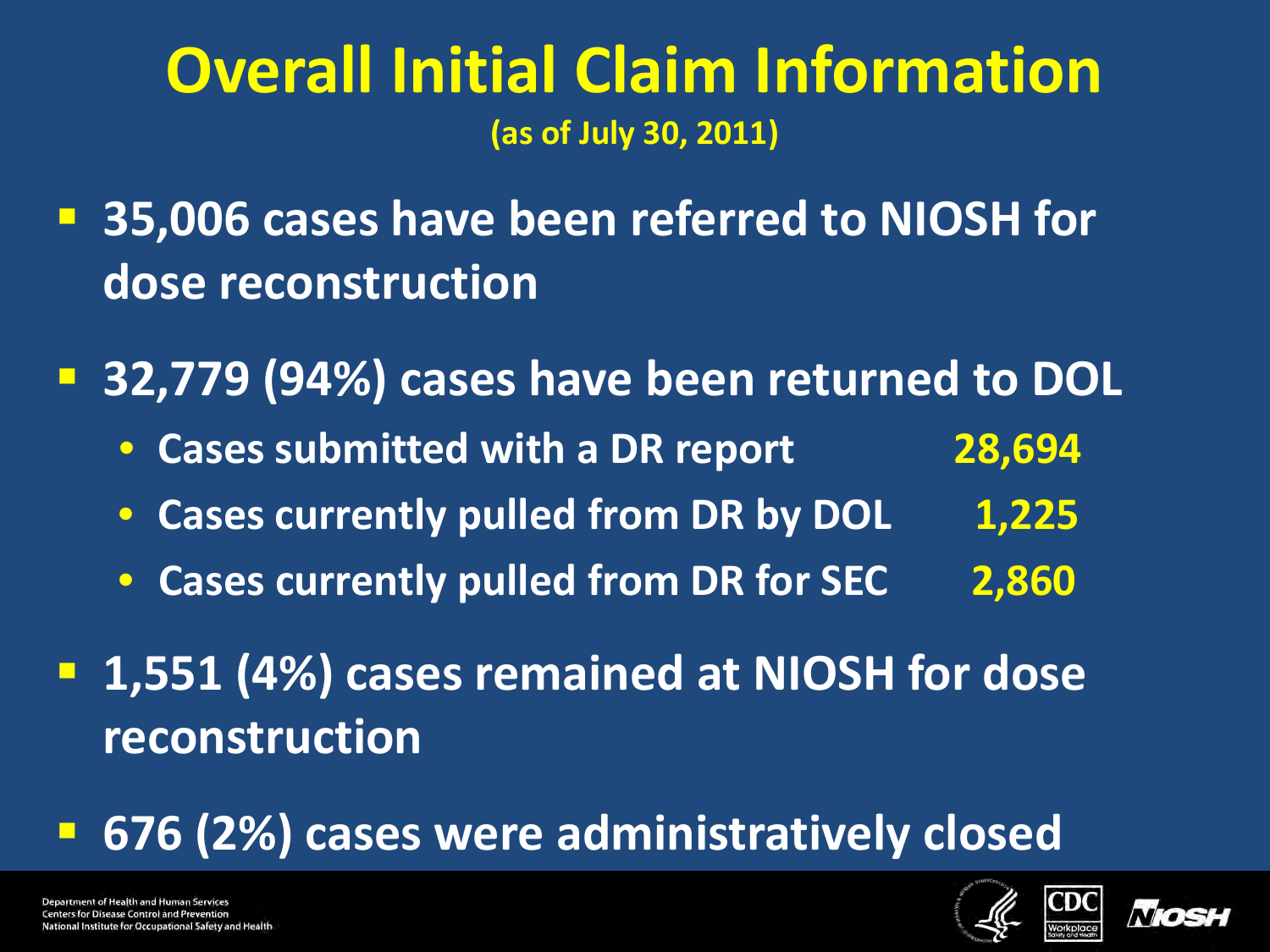# Overall Initial Claim Information

(as of July 30, 2011)

- **35,006 cases have been referred to NIOSH for dose reconstruction**
- **32,779 (94%) cases have been returned to DOL**
  - Cases submitted with a DR report 28,694
  - Cases currently pulled from DR by DOL 1,225
  - Cases currently pulled from DR for SEC 2,860
- **1,551 (4%) cases remained at NIOSH for dose reconstruction**
- **676 (2%) cases were administratively closed**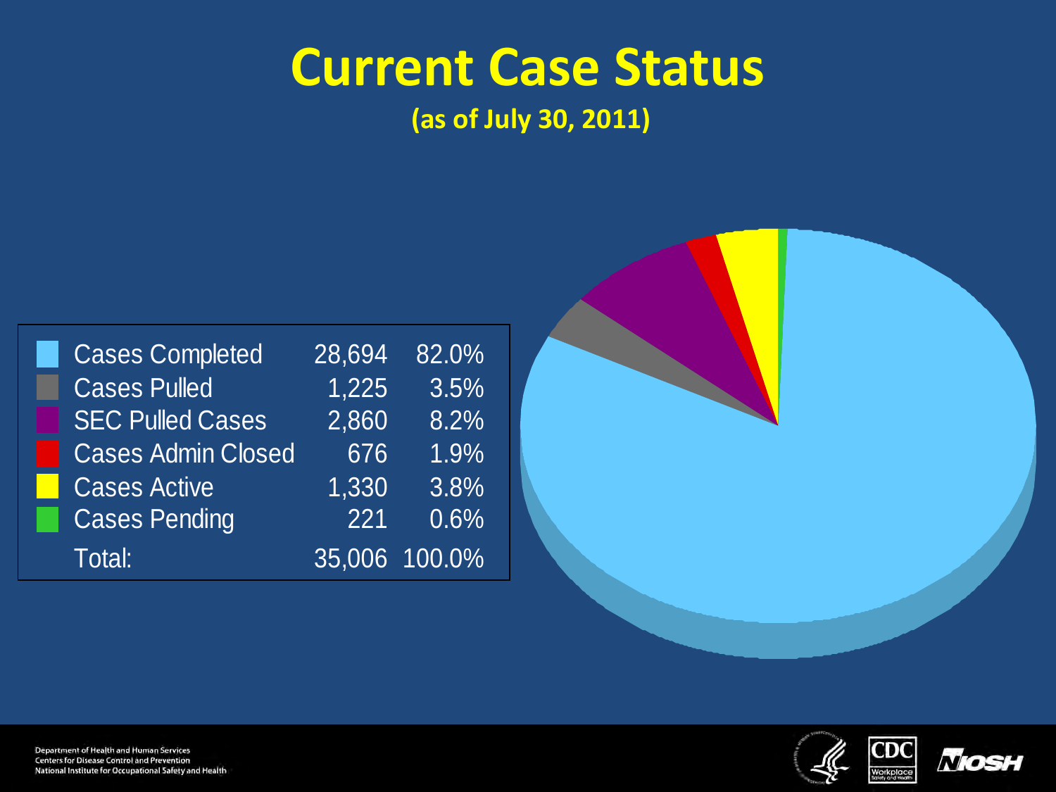# Current Case Status

**(as of July 30, 2011)**

| Status | Count | Percent |
|---|---|---|
| Cases Completed | 28,694 | 82.0% |
| Cases Pulled | 1,225 | 3.5% |
| SEC Pulled Cases | 2,860 | 8.2% |
| Cases Admin Closed | 676 | 1.9% |
| Cases Active | 1,330 | 3.8% |
| Cases Pending | 221 | 0.6% |
| Total: | 35,006 | 100.0% |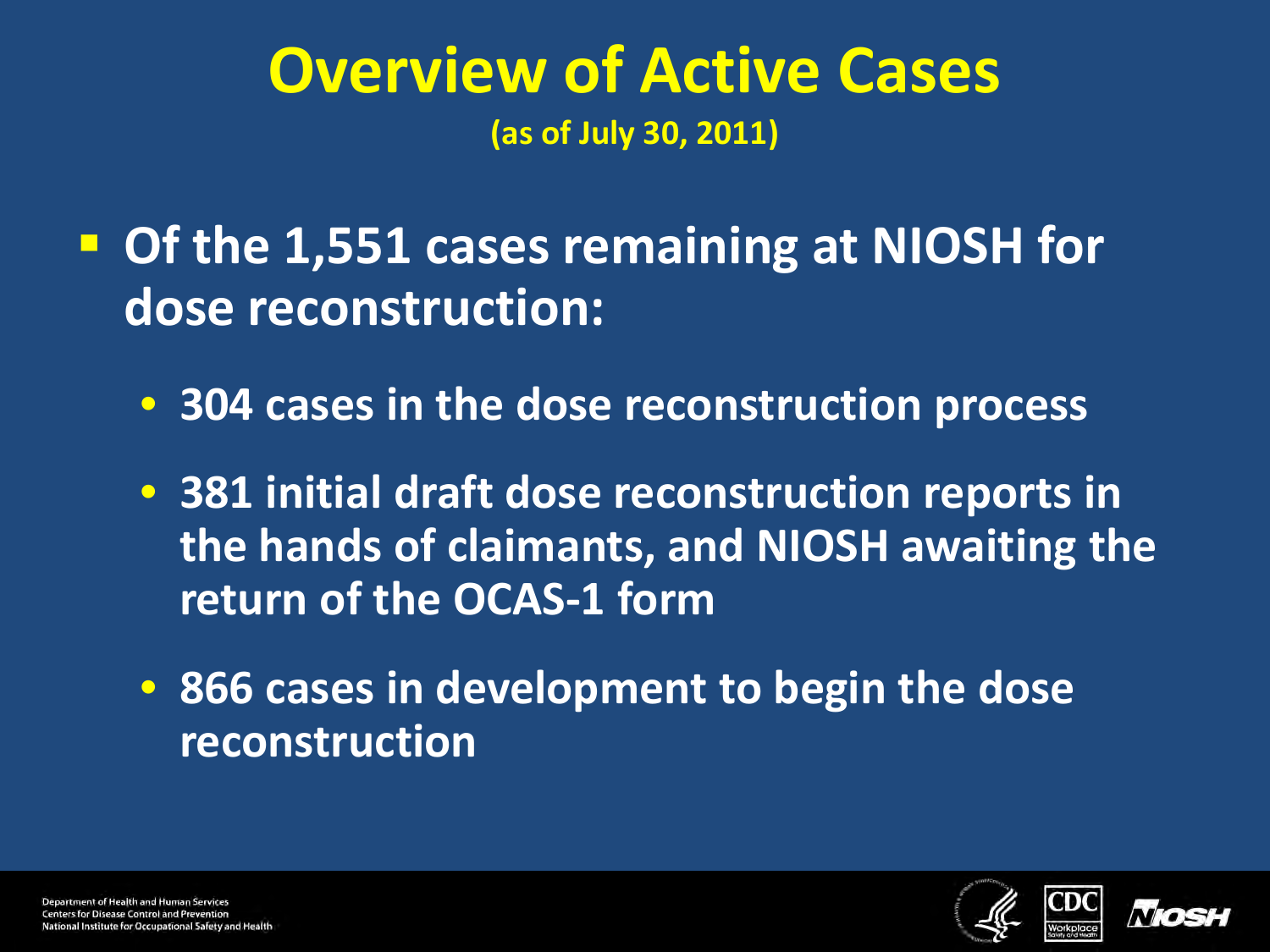# Overview of Active Cases

**(as of July 30, 2011)**

- **Of the 1,551 cases remaining at NIOSH for dose reconstruction:**
  - **304 cases in the dose reconstruction process**
  - **381 initial draft dose reconstruction reports in the hands of claimants, and NIOSH awaiting the return of the OCAS-1 form**
  - **866 cases in development to begin the dose reconstruction**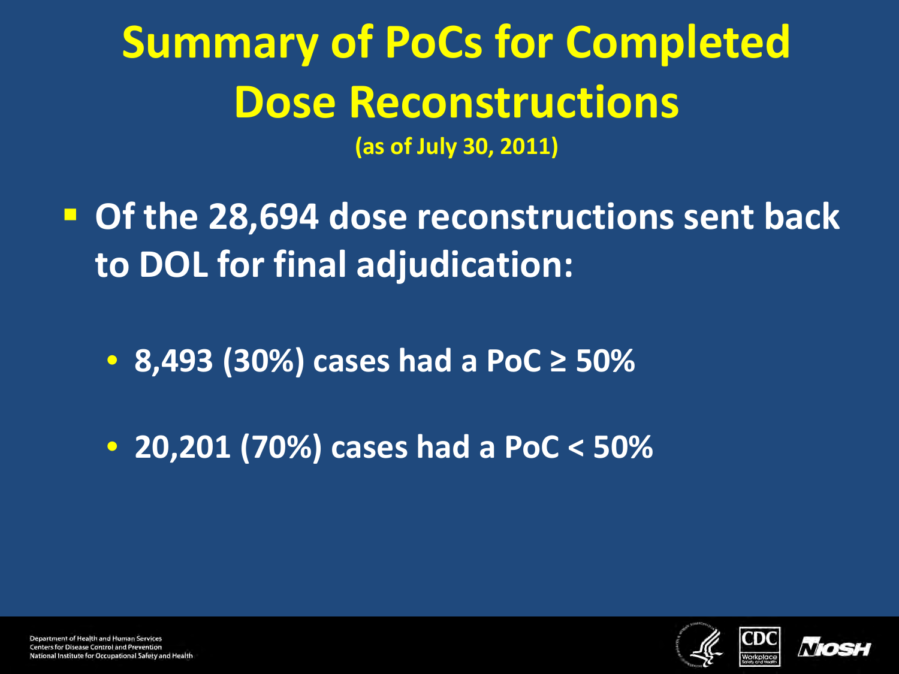# Summary of PoCs for Completed Dose Reconstructions

**(as of July 30, 2011)**

- **Of the 28,694 dose reconstructions sent back to DOL for final adjudication:**
  - **8,493 (30%) cases had a PoC ≥ 50%**
  - **20,201 (70%) cases had a PoC < 50%**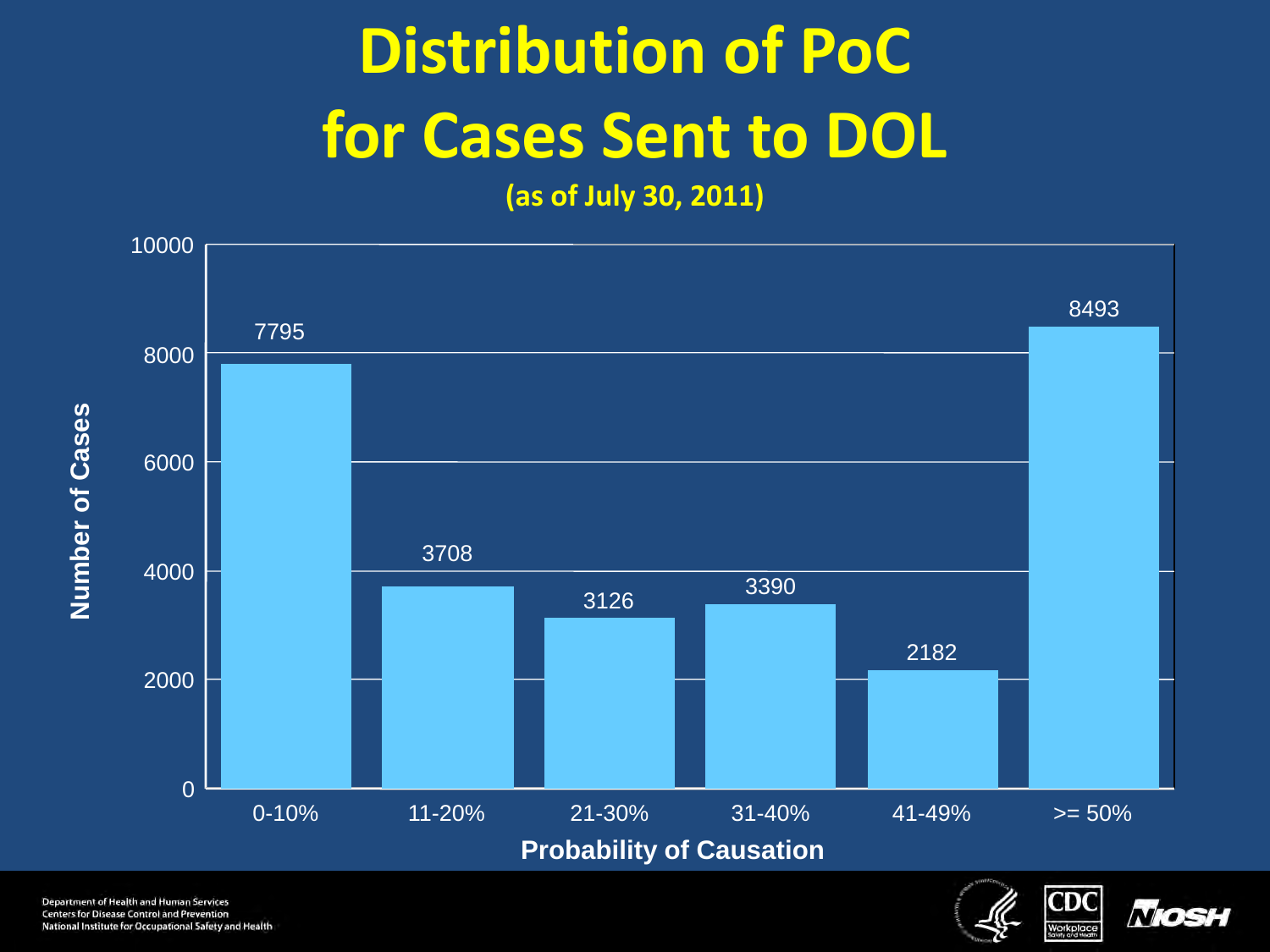# Distribution of PoC for Cases Sent to DOL

**(as of July 30, 2011)**

| Probability of Causation | Number of Cases |
| --- | --- |
| 0-10% | 7795 |
| 11-20% | 3708 |
| 21-30% | 3126 |
| 31-40% | 3390 |
| 41-49% | 2182 |
| >= 50% | 8493 |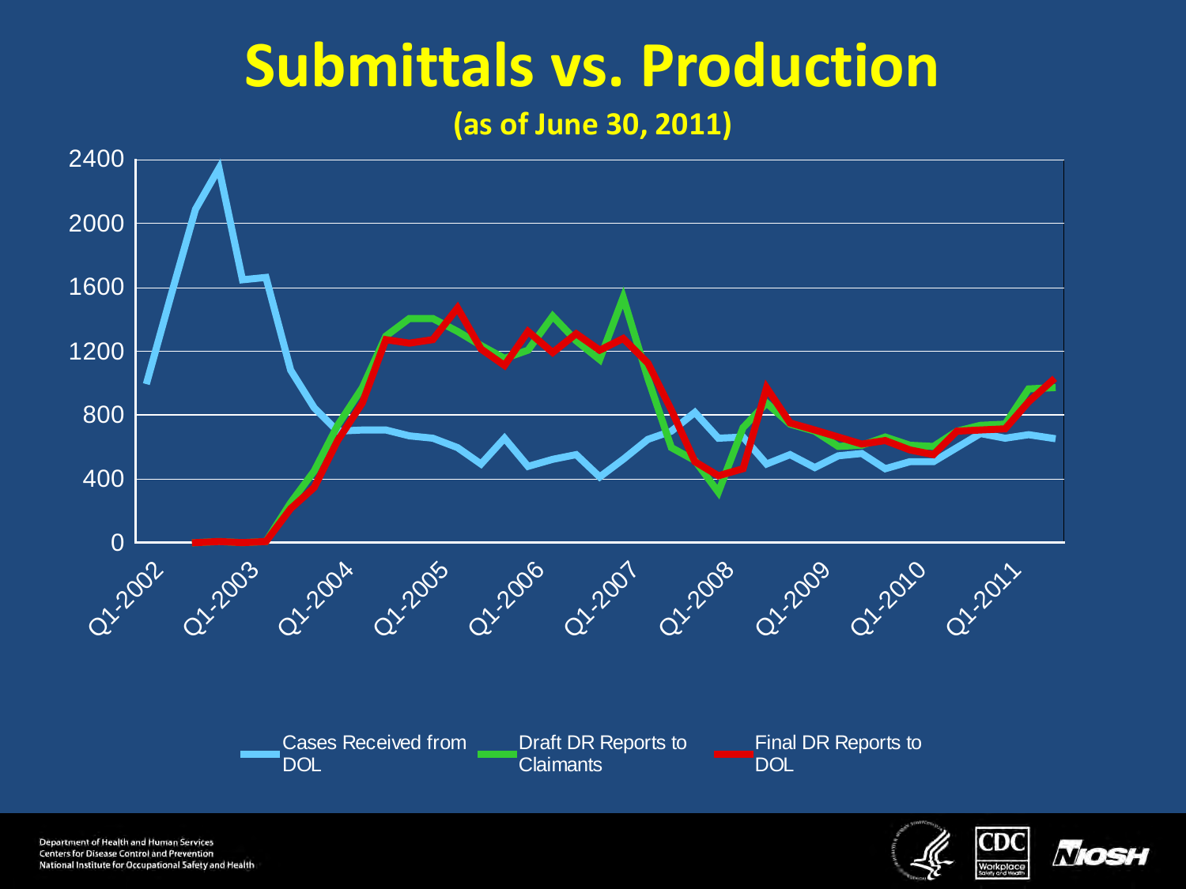# Submittals vs. Production

**(as of June 30, 2011)**

2400
2000
1600
1200
800
400
0

Q1-2002 Q1-2003 Q1-2004 Q1-2005 Q1-2006 Q1-2007 Q1-2008 Q1-2009 Q1-2010 Q1-2011

Cases Received from DOL | Draft DR Reports to Claimants | Final DR Reports to DOL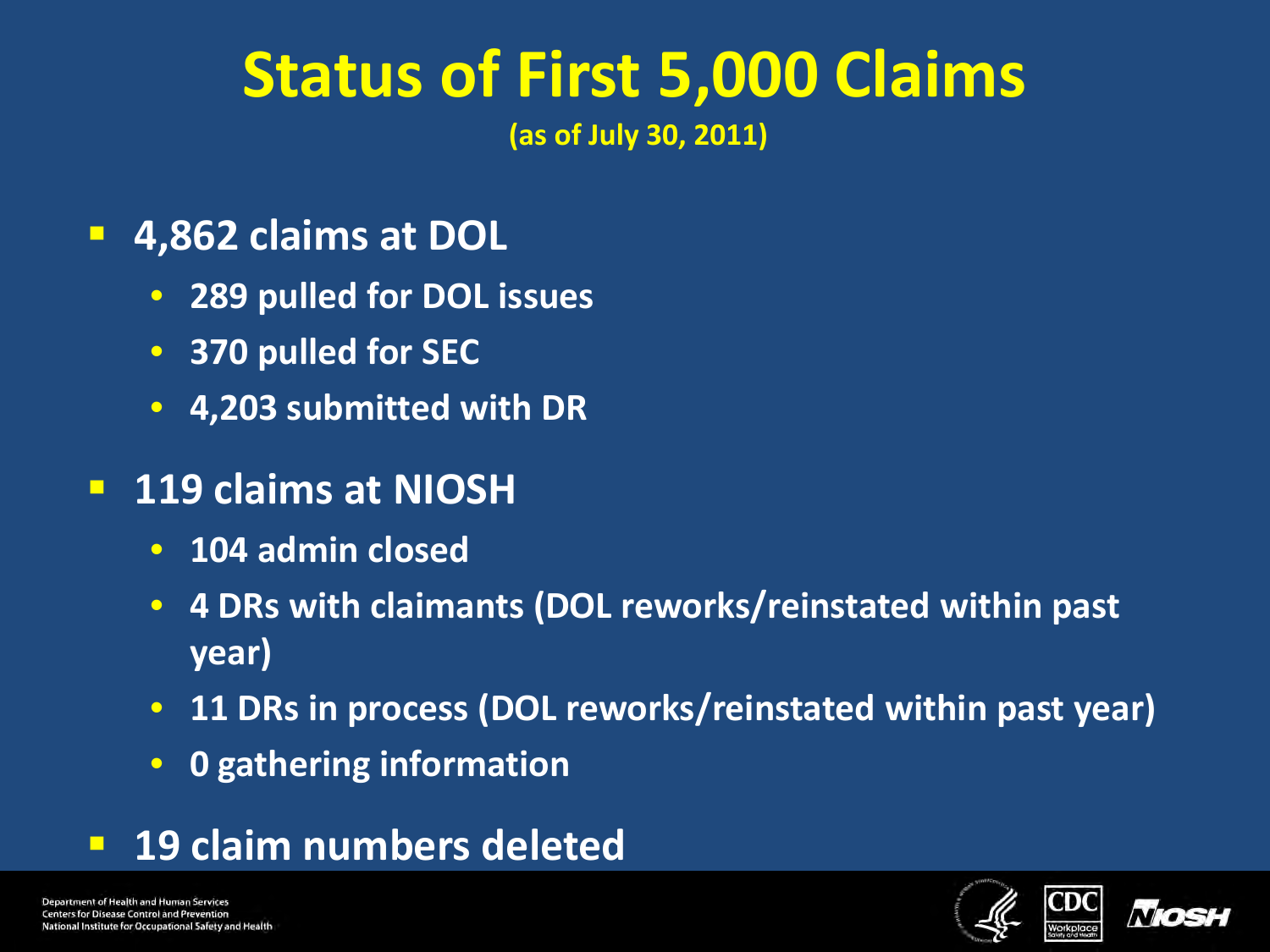# Status of First 5,000 Claims

**(as of July 30, 2011)**

- **4,862 claims at DOL**
  - **289 pulled for DOL issues**
  - **370 pulled for SEC**
  - **4,203 submitted with DR**
- **119 claims at NIOSH**
  - **104 admin closed**
  - **4 DRs with claimants (DOL reworks/reinstated within past year)**
  - **11 DRs in process (DOL reworks/reinstated within past year)**
  - **0 gathering information**
- **19 claim numbers deleted**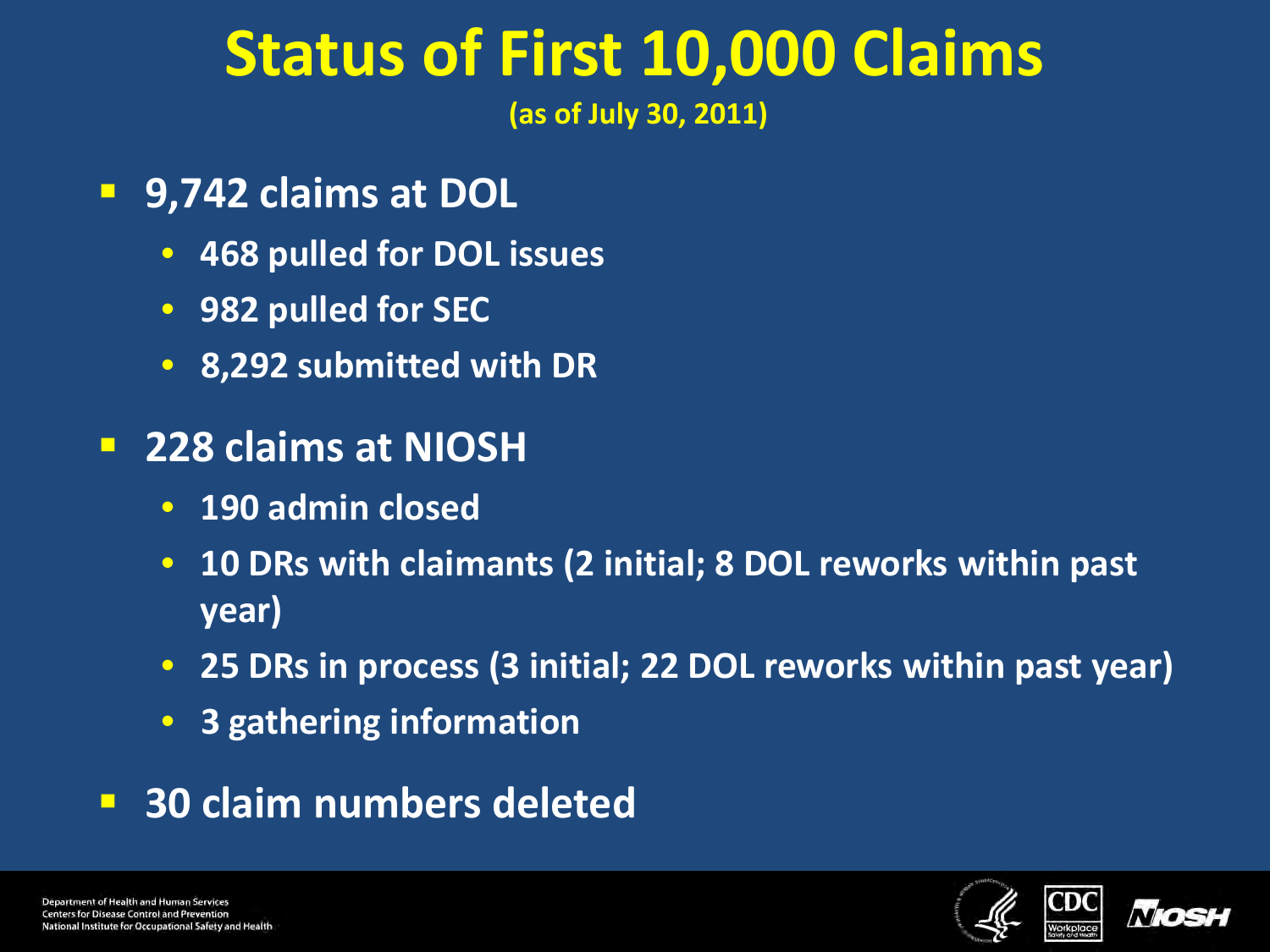# Status of First 10,000 Claims

**(as of July 30, 2011)**

- **9,742 claims at DOL**
  - **468 pulled for DOL issues**
  - **982 pulled for SEC**
  - **8,292 submitted with DR**
- **228 claims at NIOSH**
  - **190 admin closed**
  - **10 DRs with claimants (2 initial; 8 DOL reworks within past year)**
  - **25 DRs in process (3 initial; 22 DOL reworks within past year)**
  - **3 gathering information**
- **30 claim numbers deleted**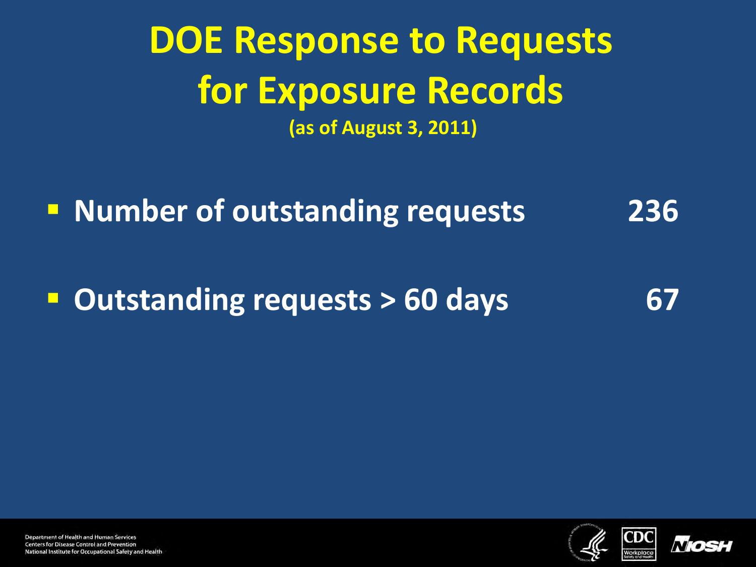# DOE Response to Requests for Exposure Records

**(as of August 3, 2011)**

- **Number of outstanding requests** **236**
- **Outstanding requests > 60 days** **67**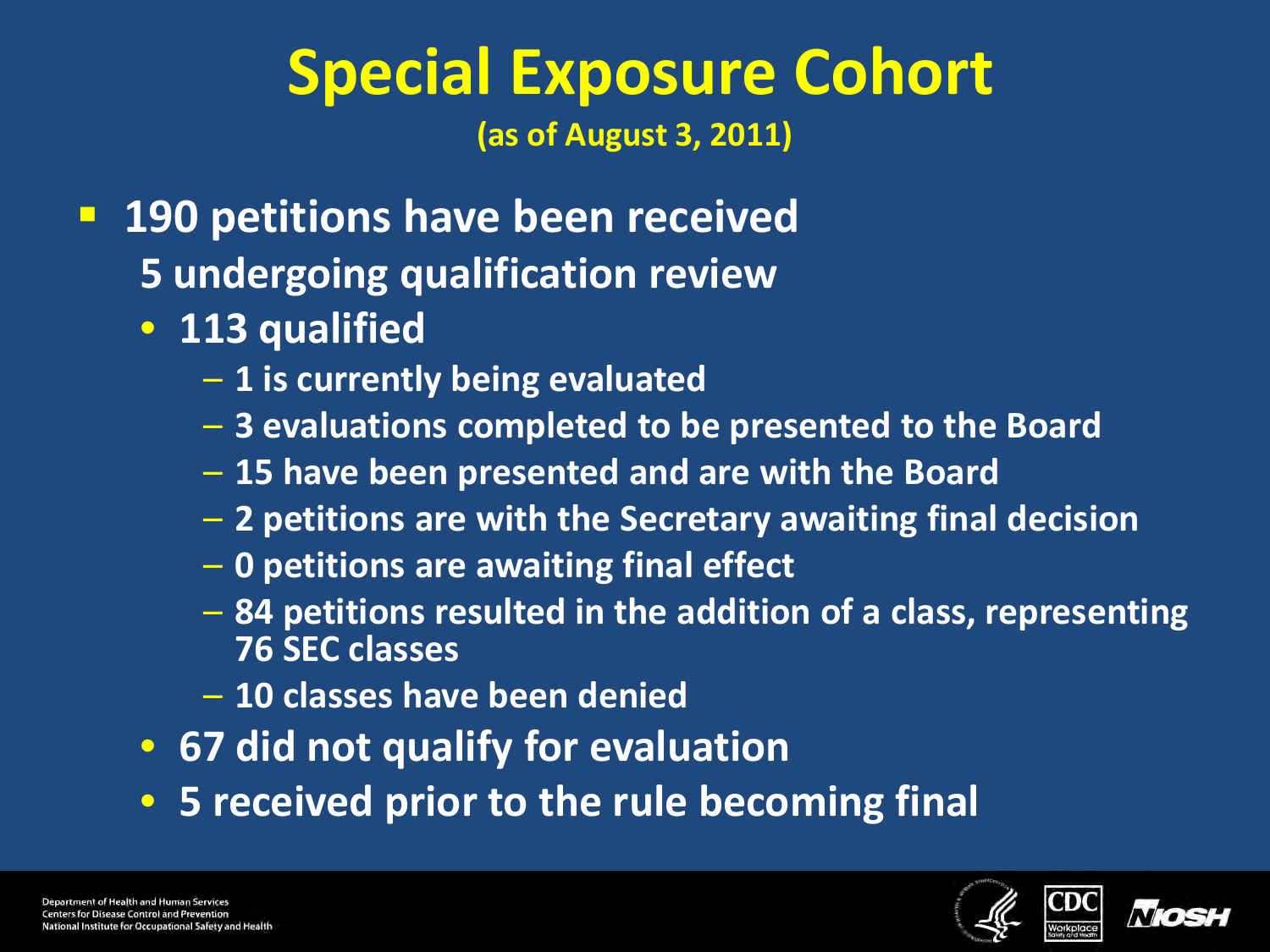# Special Exposure Cohort

**(as of August 3, 2011)**

- **190 petitions have been received**
  - **5 undergoing qualification review**
  - **113 qualified**
    - **1 is currently being evaluated**
    - **3 evaluations completed to be presented to the Board**
    - **15 have been presented and are with the Board**
    - **2 petitions are with the Secretary awaiting final decision**
    - **0 petitions are awaiting final effect**
    - **84 petitions resulted in the addition of a class, representing 76 SEC classes**
    - **10 classes have been denied**
  - **67 did not qualify for evaluation**
  - **5 received prior to the rule becoming final**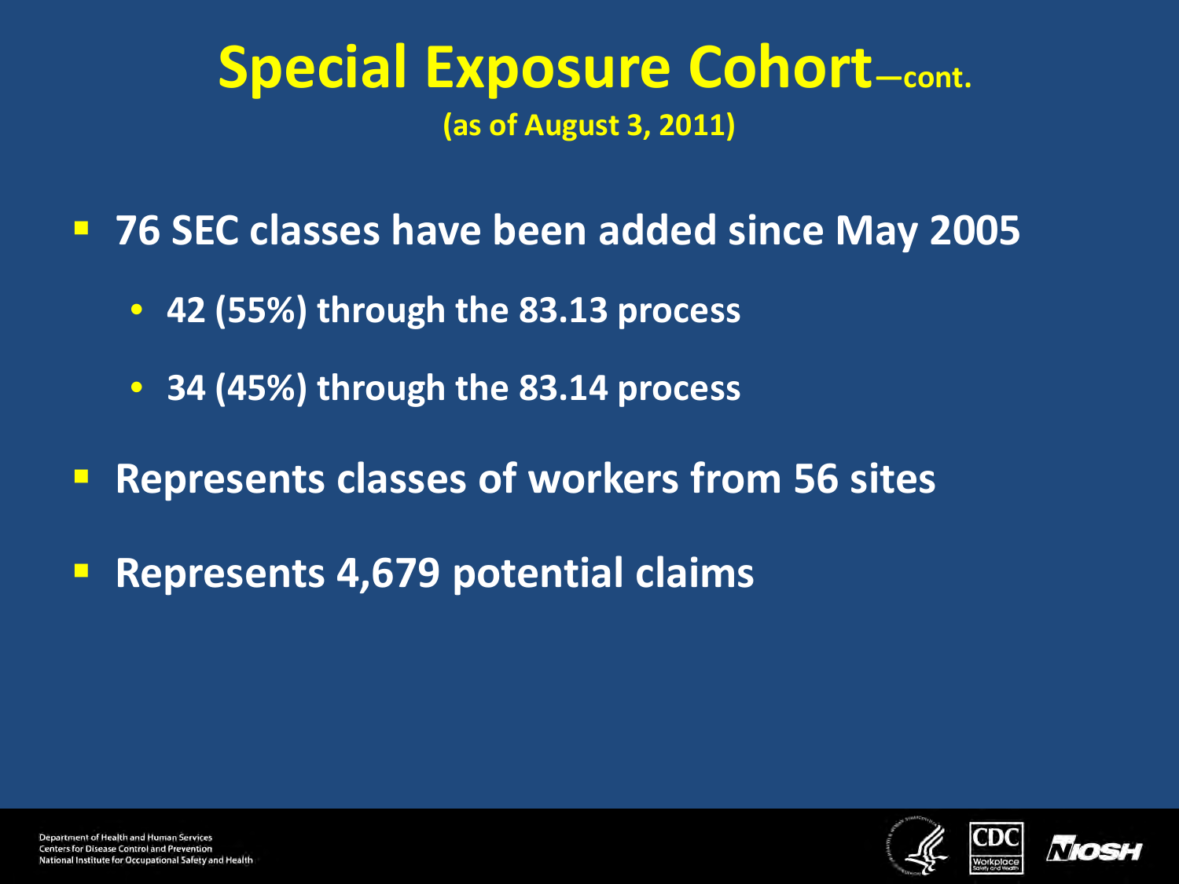# Special Exposure Cohort—cont.

**(as of August 3, 2011)**

- **76 SEC classes have been added since May 2005**
  - **42 (55%) through the 83.13 process**
  - **34 (45%) through the 83.14 process**
- **Represents classes of workers from 56 sites**
- **Represents 4,679 potential claims**